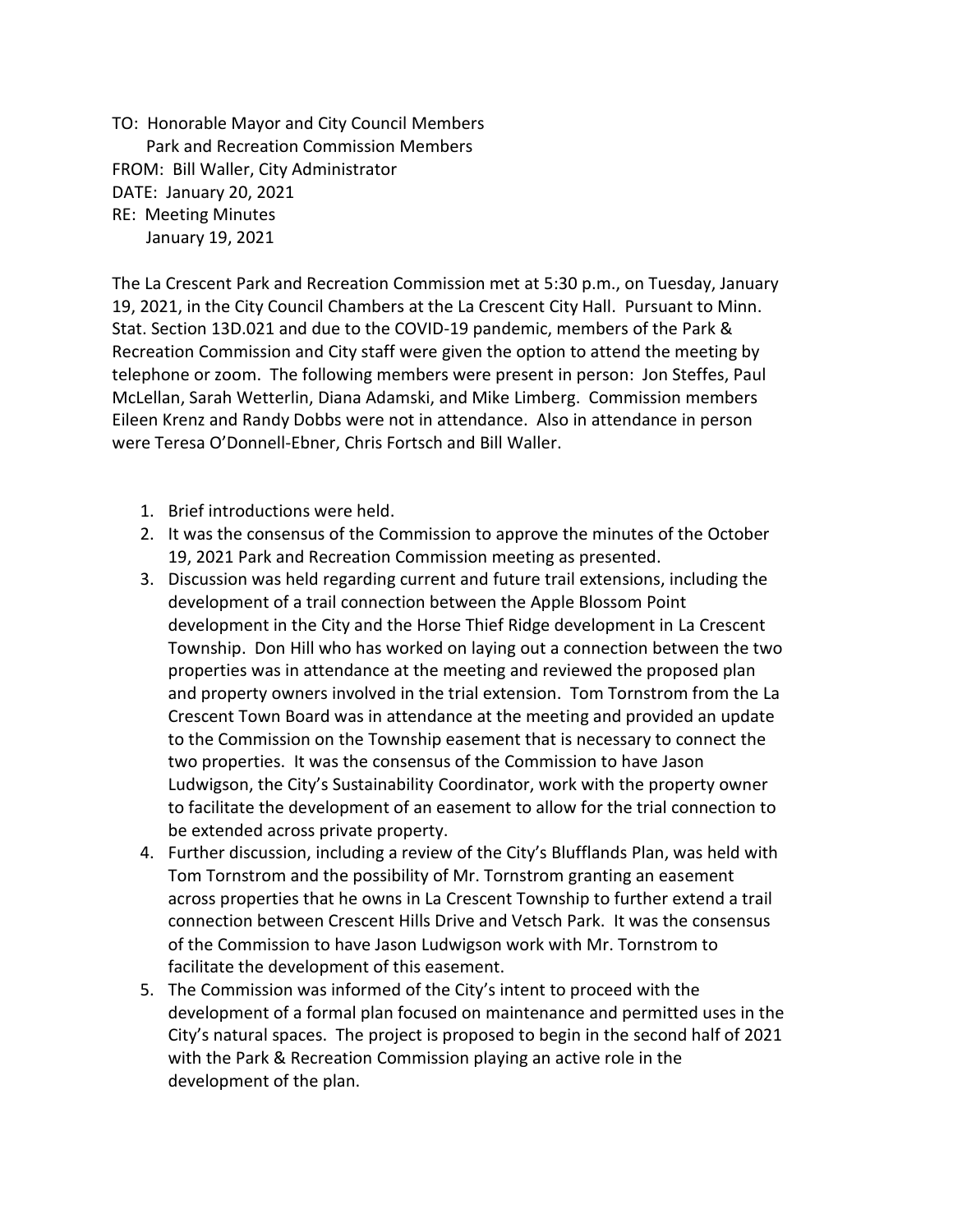TO: Honorable Mayor and City Council Members
Park and Recreation Commission Members
FROM: Bill Waller, City Administrator
DATE: January 20, 2021
RE: Meeting Minutes
January 19, 2021

The La Crescent Park and Recreation Commission met at 5:30 p.m., on Tuesday, January 19, 2021, in the City Council Chambers at the La Crescent City Hall. Pursuant to Minn. Stat. Section 13D.021 and due to the COVID-19 pandemic, members of the Park & Recreation Commission and City staff were given the option to attend the meeting by telephone or zoom. The following members were present in person: Jon Steffes, Paul McLellan, Sarah Wetterlin, Diana Adamski, and Mike Limberg. Commission members Eileen Krenz and Randy Dobbs were not in attendance. Also in attendance in person were Teresa O'Donnell-Ebner, Chris Fortsch and Bill Waller.

1. Brief introductions were held.
2. It was the consensus of the Commission to approve the minutes of the October 19, 2021 Park and Recreation Commission meeting as presented.
3. Discussion was held regarding current and future trail extensions, including the development of a trail connection between the Apple Blossom Point development in the City and the Horse Thief Ridge development in La Crescent Township. Don Hill who has worked on laying out a connection between the two properties was in attendance at the meeting and reviewed the proposed plan and property owners involved in the trial extension. Tom Tornstrom from the La Crescent Town Board was in attendance at the meeting and provided an update to the Commission on the Township easement that is necessary to connect the two properties. It was the consensus of the Commission to have Jason Ludwigson, the City's Sustainability Coordinator, work with the property owner to facilitate the development of an easement to allow for the trial connection to be extended across private property.
4. Further discussion, including a review of the City's Blufflands Plan, was held with Tom Tornstrom and the possibility of Mr. Tornstrom granting an easement across properties that he owns in La Crescent Township to further extend a trail connection between Crescent Hills Drive and Vetsch Park. It was the consensus of the Commission to have Jason Ludwigson work with Mr. Tornstrom to facilitate the development of this easement.
5. The Commission was informed of the City's intent to proceed with the development of a formal plan focused on maintenance and permitted uses in the City's natural spaces. The project is proposed to begin in the second half of 2021 with the Park & Recreation Commission playing an active role in the development of the plan.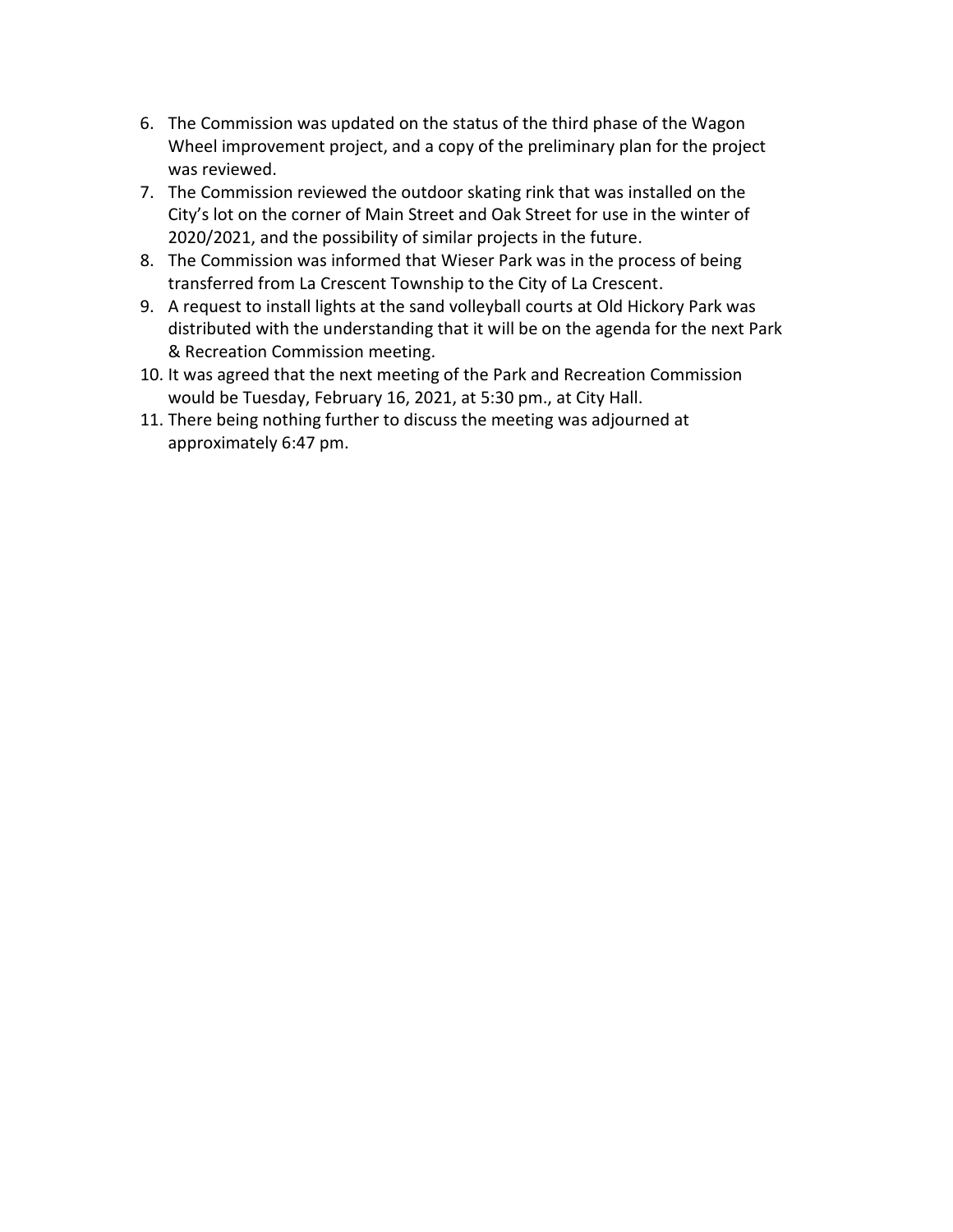6. The Commission was updated on the status of the third phase of the Wagon Wheel improvement project, and a copy of the preliminary plan for the project was reviewed.
7. The Commission reviewed the outdoor skating rink that was installed on the City's lot on the corner of Main Street and Oak Street for use in the winter of 2020/2021, and the possibility of similar projects in the future.
8. The Commission was informed that Wieser Park was in the process of being transferred from La Crescent Township to the City of La Crescent.
9. A request to install lights at the sand volleyball courts at Old Hickory Park was distributed with the understanding that it will be on the agenda for the next Park & Recreation Commission meeting.
10. It was agreed that the next meeting of the Park and Recreation Commission would be Tuesday, February 16, 2021, at 5:30 pm., at City Hall.
11. There being nothing further to discuss the meeting was adjourned at approximately 6:47 pm.